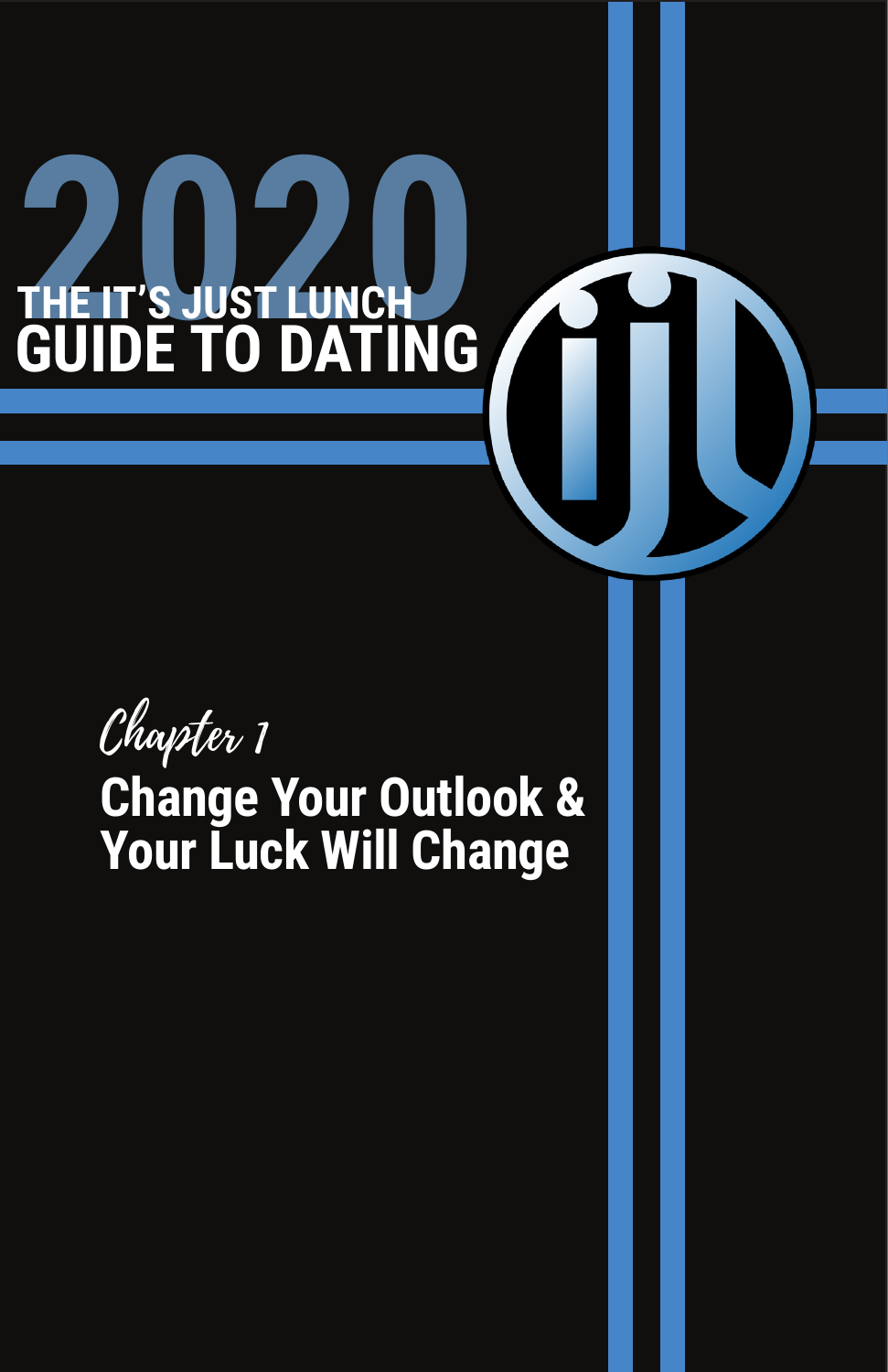# 2020 THE IT'S JUST LUNCH GUIDE TO DATING

*Chapter 1*

## Change Your Outlook & Your Luck Will Change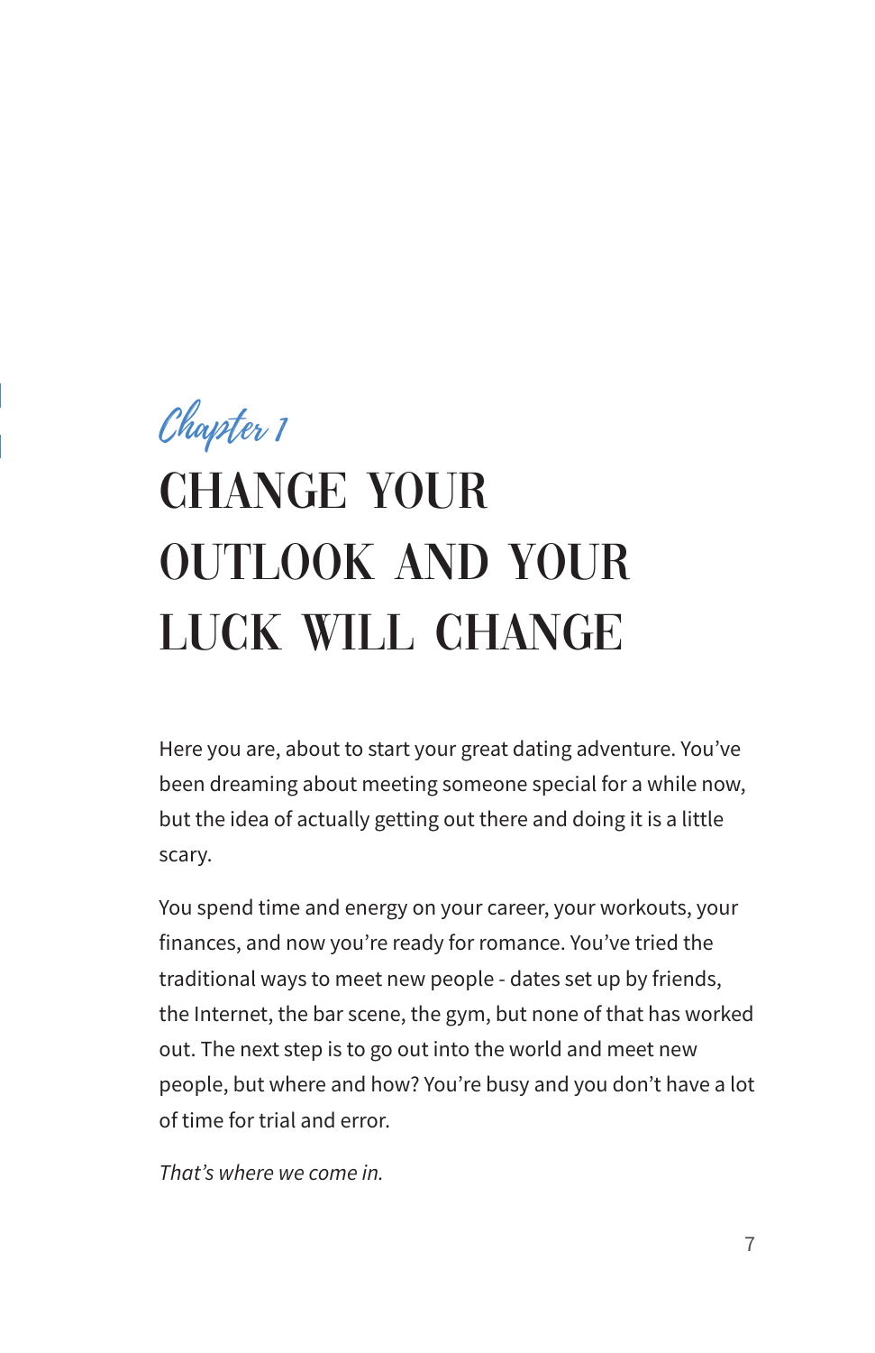*Chapter 1*

# CHANGE YOUR OUTLOOK AND YOUR LUCK WILL CHANGE

Here you are, about to start your great dating adventure. You've been dreaming about meeting someone special for a while now, but the idea of actually getting out there and doing it is a little scary.

You spend time and energy on your career, your workouts, your finances, and now you're ready for romance. You've tried the traditional ways to meet new people - dates set up by friends, the Internet, the bar scene, the gym, but none of that has worked out. The next step is to go out into the world and meet new people, but where and how? You're busy and you don't have a lot of time for trial and error.

*That's where we come in.*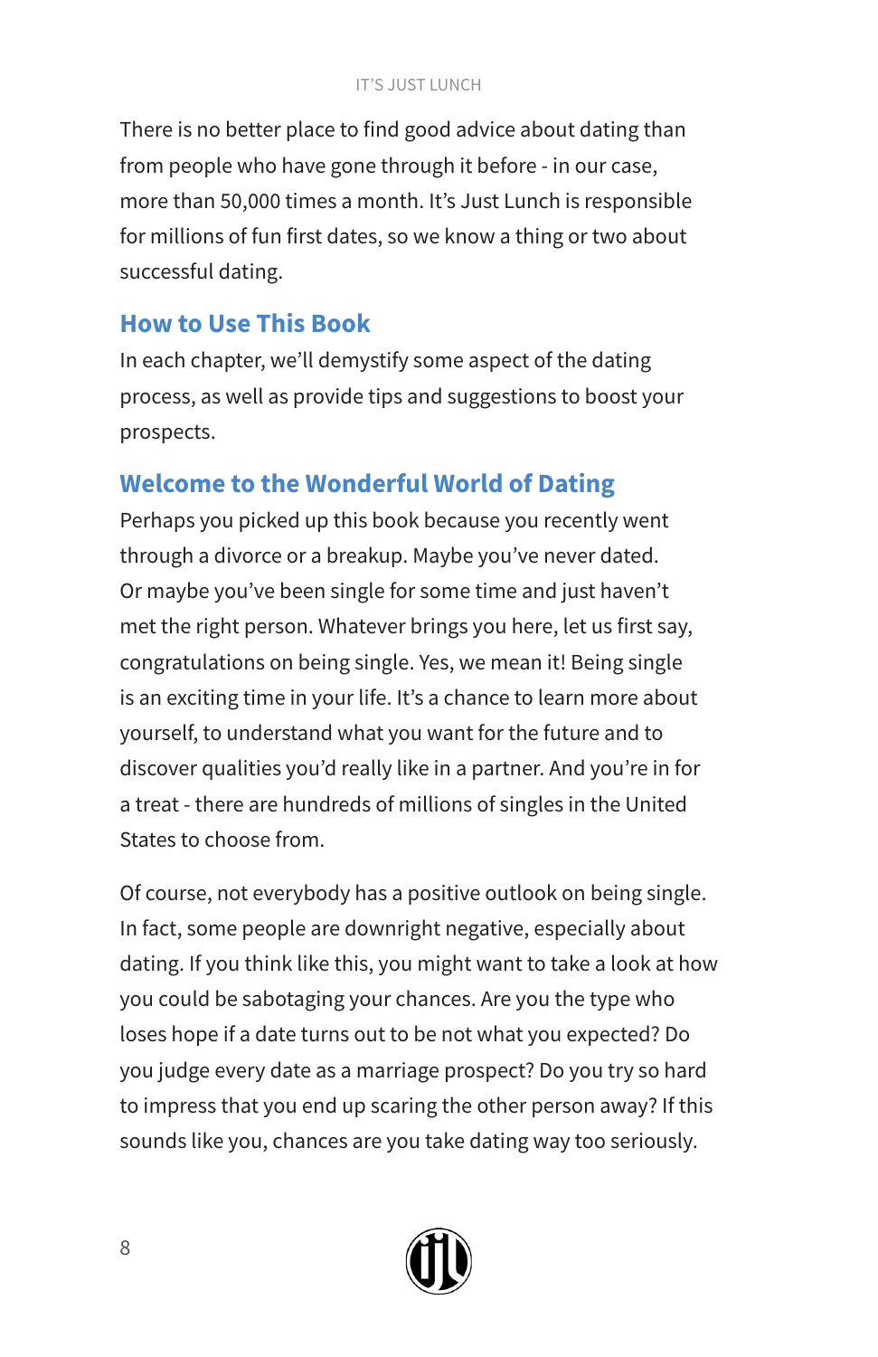There is no better place to find good advice about dating than from people who have gone through it before - in our case, more than 50,000 times a month. It's Just Lunch is responsible for millions of fun first dates, so we know a thing or two about successful dating.

## How to Use This Book

In each chapter, we'll demystify some aspect of the dating process, as well as provide tips and suggestions to boost your prospects.

## Welcome to the Wonderful World of Dating

Perhaps you picked up this book because you recently went through a divorce or a breakup. Maybe you've never dated. Or maybe you've been single for some time and just haven't met the right person. Whatever brings you here, let us first say, congratulations on being single. Yes, we mean it! Being single is an exciting time in your life. It's a chance to learn more about yourself, to understand what you want for the future and to discover qualities you'd really like in a partner. And you're in for a treat - there are hundreds of millions of singles in the United States to choose from.

Of course, not everybody has a positive outlook on being single. In fact, some people are downright negative, especially about dating. If you think like this, you might want to take a look at how you could be sabotaging your chances. Are you the type who loses hope if a date turns out to be not what you expected? Do you judge every date as a marriage prospect? Do you try so hard to impress that you end up scaring the other person away? If this sounds like you, chances are you take dating way too seriously.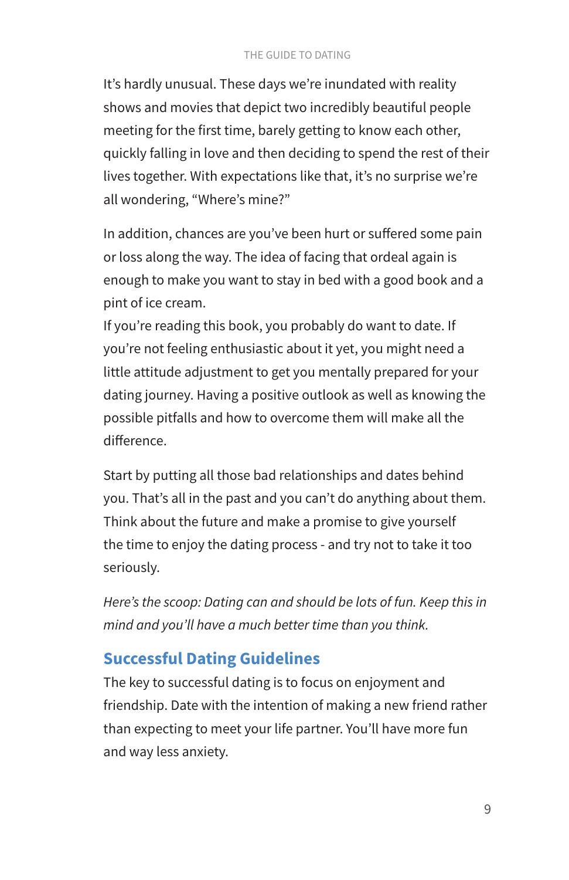It's hardly unusual. These days we're inundated with reality shows and movies that depict two incredibly beautiful people meeting for the first time, barely getting to know each other, quickly falling in love and then deciding to spend the rest of their lives together. With expectations like that, it's no surprise we're all wondering, "Where's mine?"

In addition, chances are you've been hurt or suffered some pain or loss along the way. The idea of facing that ordeal again is enough to make you want to stay in bed with a good book and a pint of ice cream.
If you're reading this book, you probably do want to date. If you're not feeling enthusiastic about it yet, you might need a little attitude adjustment to get you mentally prepared for your dating journey. Having a positive outlook as well as knowing the possible pitfalls and how to overcome them will make all the difference.

Start by putting all those bad relationships and dates behind you. That's all in the past and you can't do anything about them. Think about the future and make a promise to give yourself the time to enjoy the dating process - and try not to take it too seriously.

*Here's the scoop: Dating can and should be lots of fun. Keep this in mind and you'll have a much better time than you think.*

## Successful Dating Guidelines

The key to successful dating is to focus on enjoyment and friendship. Date with the intention of making a new friend rather than expecting to meet your life partner. You'll have more fun and way less anxiety.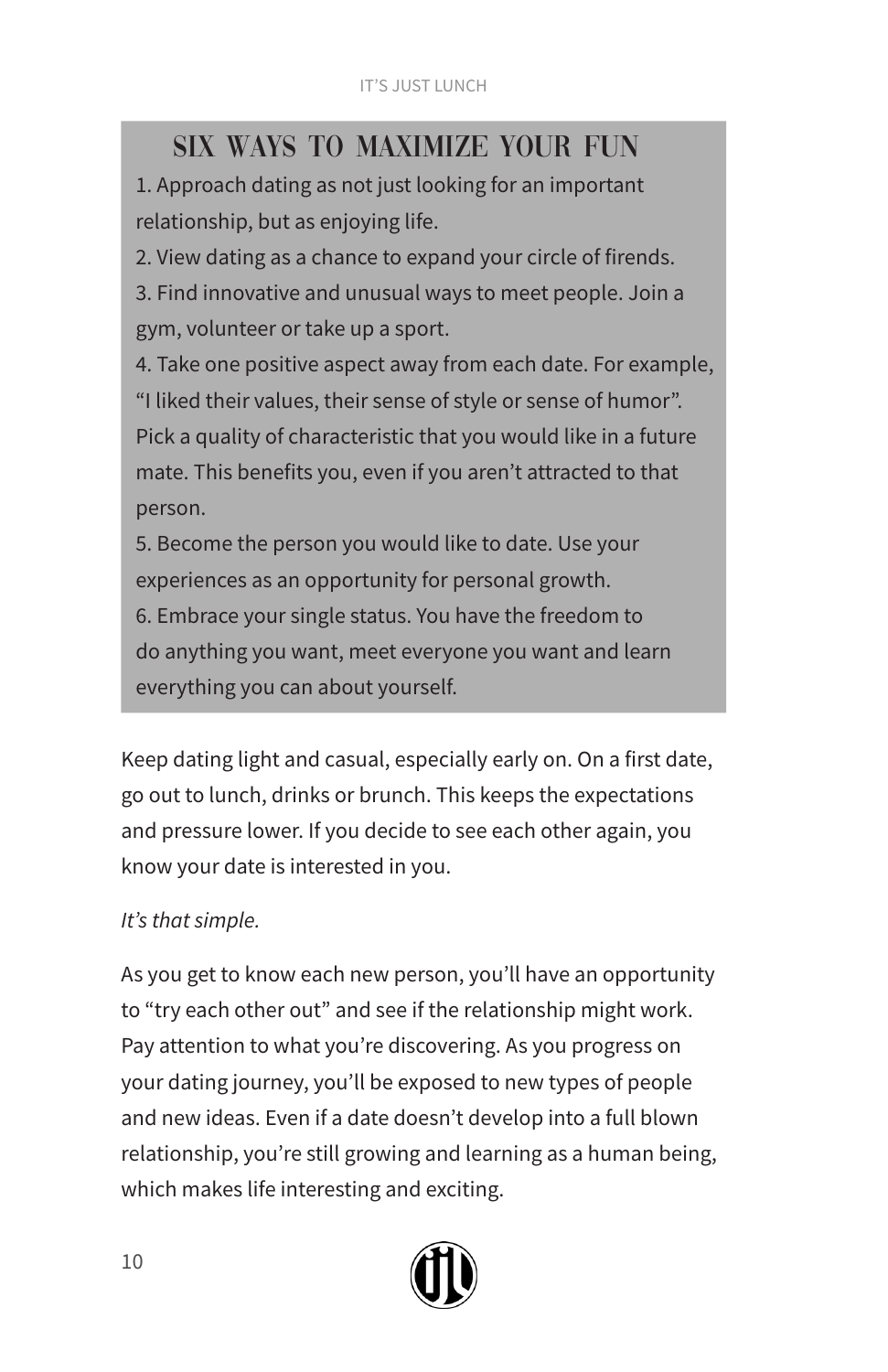## SIX WAYS TO MAXIMIZE YOUR FUN

1. Approach dating as not just looking for an important relationship, but as enjoying life.
2. View dating as a chance to expand your circle of firends.
3. Find innovative and unusual ways to meet people. Join a gym, volunteer or take up a sport.
4. Take one positive aspect away from each date. For example, “I liked their values, their sense of style or sense of humor”. Pick a quality of characteristic that you would like in a future mate. This benefits you, even if you aren’t attracted to that person.
5. Become the person you would like to date. Use your experiences as an opportunity for personal growth.
6. Embrace your single status. You have the freedom to do anything you want, meet everyone you want and learn everything you can about yourself.

Keep dating light and casual, especially early on. On a first date, go out to lunch, drinks or brunch. This keeps the expectations and pressure lower. If you decide to see each other again, you know your date is interested in you.

*It’s that simple.*

As you get to know each new person, you’ll have an opportunity to “try each other out” and see if the relationship might work. Pay attention to what you’re discovering. As you progress on your dating journey, you’ll be exposed to new types of people and new ideas. Even if a date doesn’t develop into a full blown relationship, you’re still growing and learning as a human being, which makes life interesting and exciting.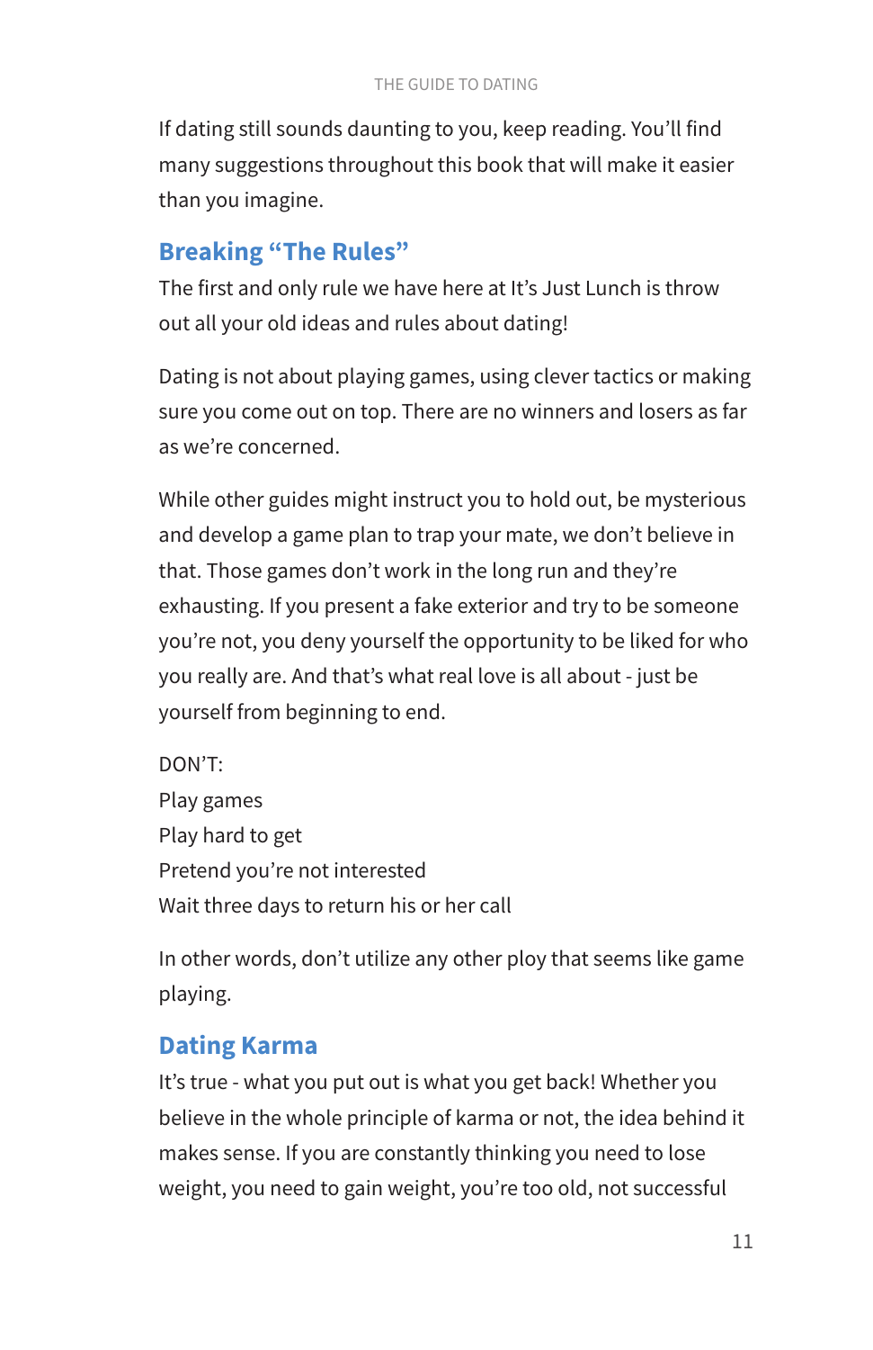If dating still sounds daunting to you, keep reading. You'll find many suggestions throughout this book that will make it easier than you imagine.

## Breaking "The Rules"

The first and only rule we have here at It's Just Lunch is throw out all your old ideas and rules about dating!

Dating is not about playing games, using clever tactics or making sure you come out on top. There are no winners and losers as far as we're concerned.

While other guides might instruct you to hold out, be mysterious and develop a game plan to trap your mate, we don't believe in that. Those games don't work in the long run and they're exhausting. If you present a fake exterior and try to be someone you're not, you deny yourself the opportunity to be liked for who you really are. And that's what real love is all about - just be yourself from beginning to end.

DON'T:
Play games
Play hard to get
Pretend you're not interested
Wait three days to return his or her call

In other words, don't utilize any other ploy that seems like game playing.

## Dating Karma

It's true - what you put out is what you get back! Whether you believe in the whole principle of karma or not, the idea behind it makes sense. If you are constantly thinking you need to lose weight, you need to gain weight, you're too old, not successful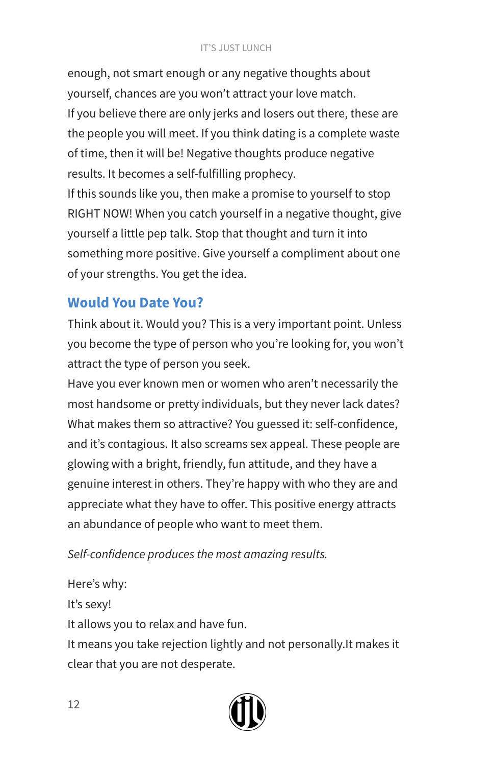enough, not smart enough or any negative thoughts about yourself, chances are you won't attract your love match.

If you believe there are only jerks and losers out there, these are the people you will meet. If you think dating is a complete waste of time, then it will be! Negative thoughts produce negative results. It becomes a self-fulfilling prophecy.

If this sounds like you, then make a promise to yourself to stop RIGHT NOW! When you catch yourself in a negative thought, give yourself a little pep talk. Stop that thought and turn it into something more positive. Give yourself a compliment about one of your strengths. You get the idea.

## Would You Date You?

Think about it. Would you? This is a very important point. Unless you become the type of person who you're looking for, you won't attract the type of person you seek.

Have you ever known men or women who aren't necessarily the most handsome or pretty individuals, but they never lack dates? What makes them so attractive? You guessed it: self-confidence, and it's contagious. It also screams sex appeal. These people are glowing with a bright, friendly, fun attitude, and they have a genuine interest in others. They're happy with who they are and appreciate what they have to offer. This positive energy attracts an abundance of people who want to meet them.

*Self-confidence produces the most amazing results.*

Here's why:

It's sexy!

It allows you to relax and have fun.

It means you take rejection lightly and not personally.It makes it clear that you are not desperate.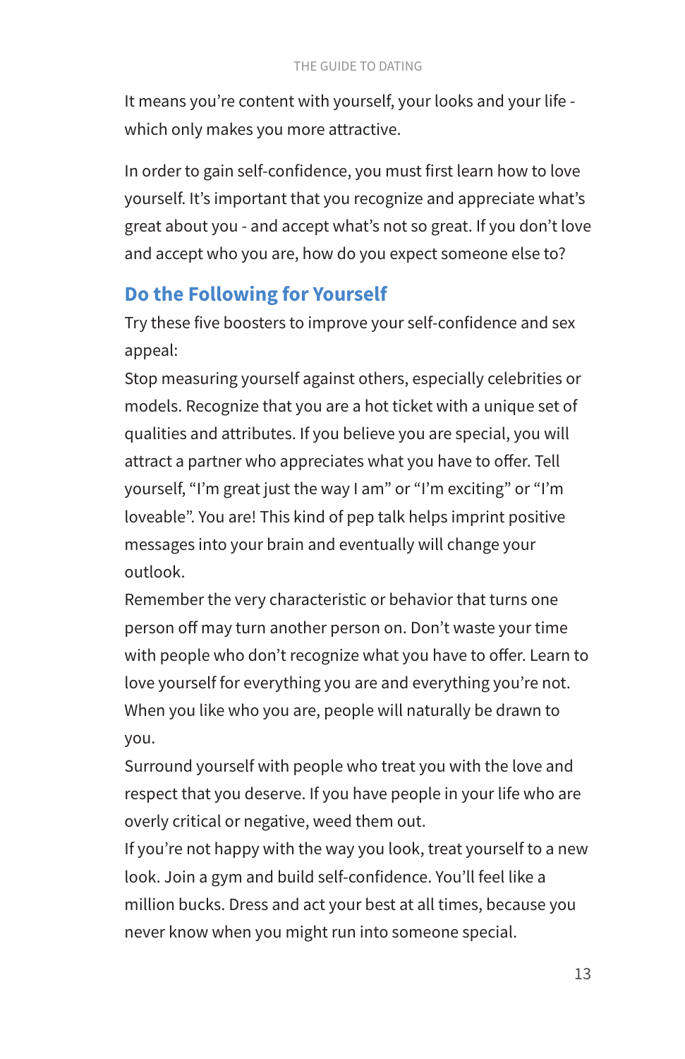It means you're content with yourself, your looks and your life - which only makes you more attractive.

In order to gain self-confidence, you must first learn how to love yourself. It's important that you recognize and appreciate what's great about you - and accept what's not so great. If you don't love and accept who you are, how do you expect someone else to?

## Do the Following for Yourself

Try these five boosters to improve your self-confidence and sex appeal:

Stop measuring yourself against others, especially celebrities or models. Recognize that you are a hot ticket with a unique set of qualities and attributes. If you believe you are special, you will attract a partner who appreciates what you have to offer. Tell yourself, "I'm great just the way I am" or "I'm exciting" or "I'm loveable". You are! This kind of pep talk helps imprint positive messages into your brain and eventually will change your outlook.

Remember the very characteristic or behavior that turns one person off may turn another person on. Don't waste your time with people who don't recognize what you have to offer. Learn to love yourself for everything you are and everything you're not. When you like who you are, people will naturally be drawn to you.

Surround yourself with people who treat you with the love and respect that you deserve. If you have people in your life who are overly critical or negative, weed them out.

If you're not happy with the way you look, treat yourself to a new look. Join a gym and build self-confidence. You'll feel like a million bucks. Dress and act your best at all times, because you never know when you might run into someone special.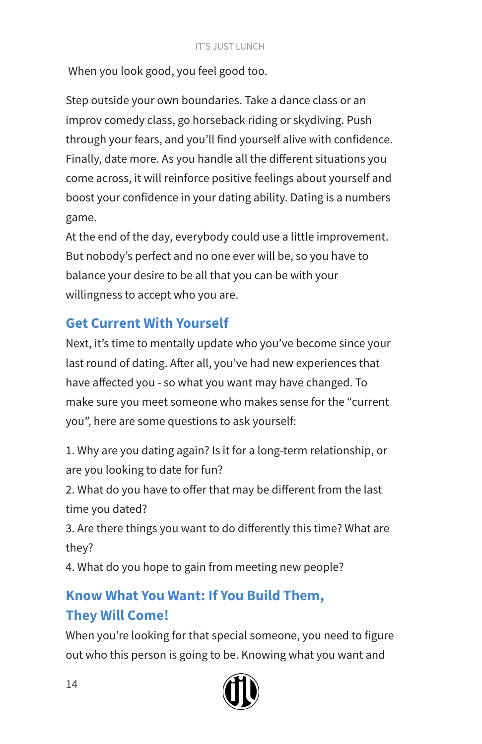When you look good, you feel good too.

Step outside your own boundaries. Take a dance class or an improv comedy class, go horseback riding or skydiving. Push through your fears, and you'll find yourself alive with confidence. Finally, date more. As you handle all the different situations you come across, it will reinforce positive feelings about yourself and boost your confidence in your dating ability. Dating is a numbers game.
At the end of the day, everybody could use a little improvement. But nobody's perfect and no one ever will be, so you have to balance your desire to be all that you can be with your willingness to accept who you are.

## Get Current With Yourself

Next, it's time to mentally update who you've become since your last round of dating. After all, you've had new experiences that have affected you - so what you want may have changed. To make sure you meet someone who makes sense for the "current you", here are some questions to ask yourself:

1. Why are you dating again? Is it for a long-term relationship, or are you looking to date for fun?
2. What do you have to offer that may be different from the last time you dated?
3. Are there things you want to do differently this time? What are they?
4. What do you hope to gain from meeting new people?

## Know What You Want: If You Build Them, They Will Come!

When you're looking for that special someone, you need to figure out who this person is going to be. Knowing what you want and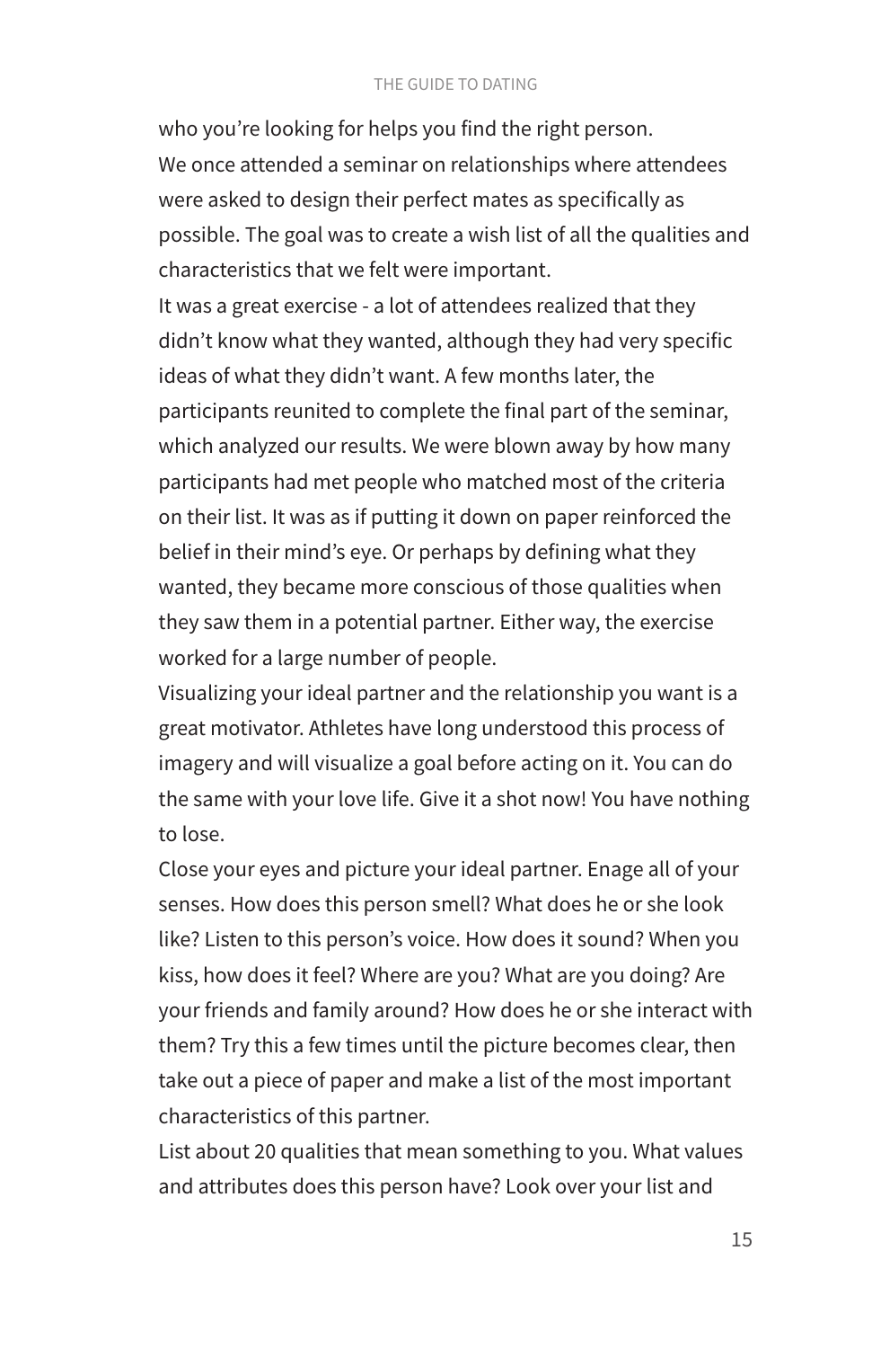who you're looking for helps you find the right person.

We once attended a seminar on relationships where attendees were asked to design their perfect mates as specifically as possible. The goal was to create a wish list of all the qualities and characteristics that we felt were important.

It was a great exercise - a lot of attendees realized that they didn't know what they wanted, although they had very specific ideas of what they didn't want. A few months later, the participants reunited to complete the final part of the seminar, which analyzed our results. We were blown away by how many participants had met people who matched most of the criteria on their list. It was as if putting it down on paper reinforced the belief in their mind's eye. Or perhaps by defining what they wanted, they became more conscious of those qualities when they saw them in a potential partner. Either way, the exercise worked for a large number of people.

Visualizing your ideal partner and the relationship you want is a great motivator. Athletes have long understood this process of imagery and will visualize a goal before acting on it. You can do the same with your love life. Give it a shot now! You have nothing to lose.

Close your eyes and picture your ideal partner. Enage all of your senses. How does this person smell? What does he or she look like? Listen to this person's voice. How does it sound? When you kiss, how does it feel? Where are you? What are you doing? Are your friends and family around? How does he or she interact with them? Try this a few times until the picture becomes clear, then take out a piece of paper and make a list of the most important characteristics of this partner.

List about 20 qualities that mean something to you. What values and attributes does this person have? Look over your list and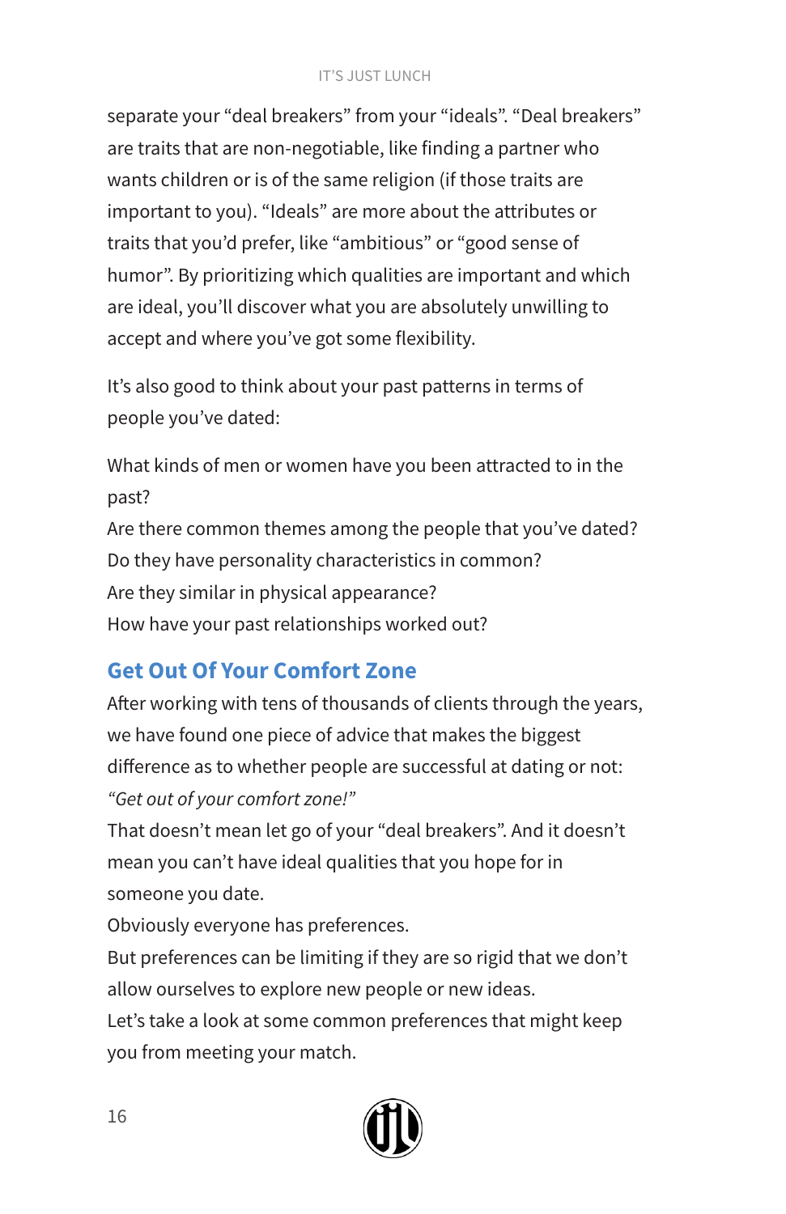separate your "deal breakers" from your "ideals". "Deal breakers" are traits that are non-negotiable, like finding a partner who wants children or is of the same religion (if those traits are important to you). "Ideals" are more about the attributes or traits that you'd prefer, like "ambitious" or "good sense of humor". By prioritizing which qualities are important and which are ideal, you'll discover what you are absolutely unwilling to accept and where you've got some flexibility.

It's also good to think about your past patterns in terms of people you've dated:

What kinds of men or women have you been attracted to in the past?
Are there common themes among the people that you've dated?
Do they have personality characteristics in common?
Are they similar in physical appearance?
How have your past relationships worked out?

## Get Out Of Your Comfort Zone

After working with tens of thousands of clients through the years, we have found one piece of advice that makes the biggest difference as to whether people are successful at dating or not: *"Get out of your comfort zone!"*

That doesn't mean let go of your "deal breakers". And it doesn't mean you can't have ideal qualities that you hope for in someone you date.

Obviously everyone has preferences.

But preferences can be limiting if they are so rigid that we don't allow ourselves to explore new people or new ideas.

Let's take a look at some common preferences that might keep you from meeting your match.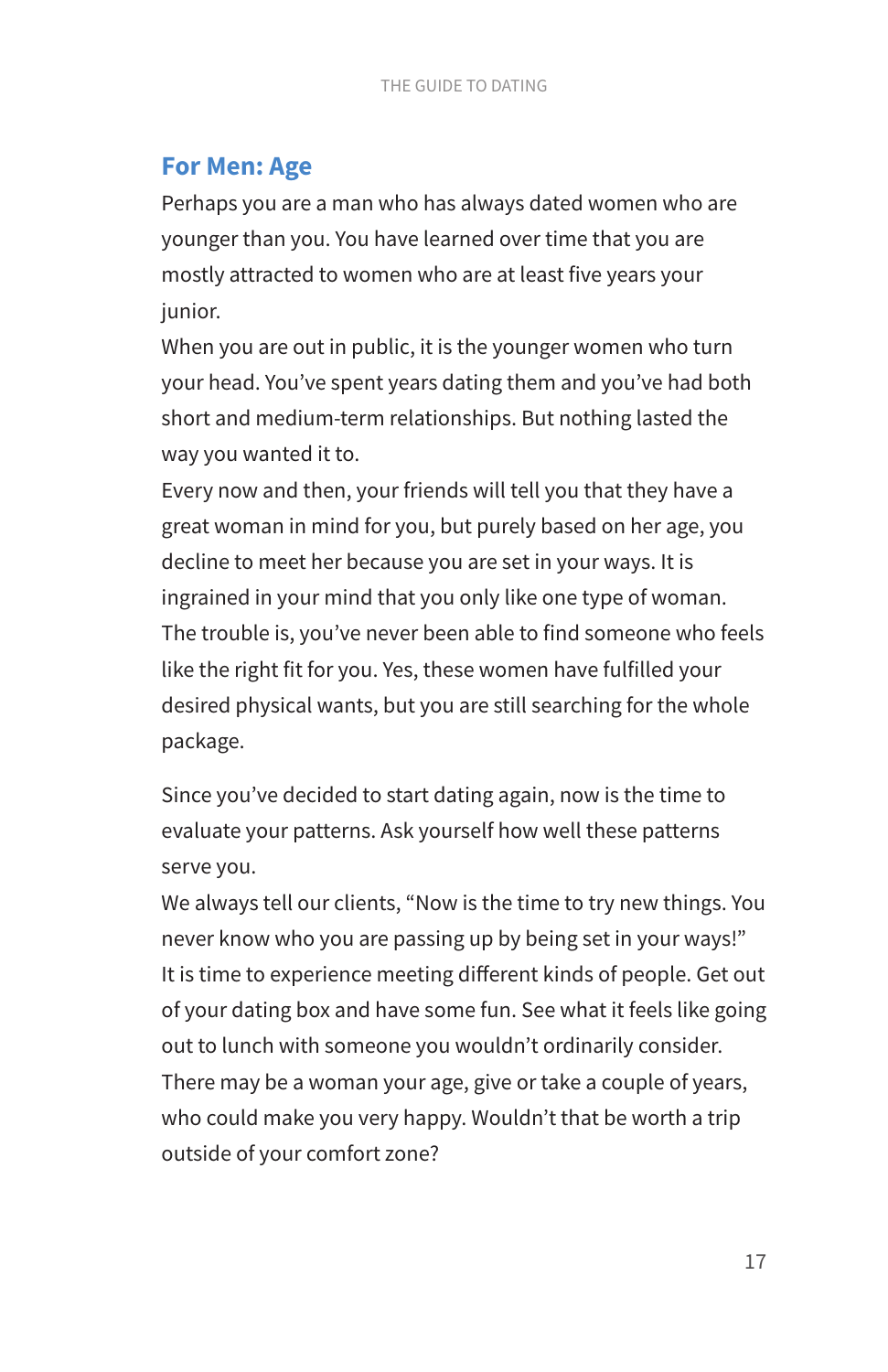## For Men: Age

Perhaps you are a man who has always dated women who are younger than you. You have learned over time that you are mostly attracted to women who are at least five years your junior.

When you are out in public, it is the younger women who turn your head. You've spent years dating them and you've had both short and medium-term relationships. But nothing lasted the way you wanted it to.

Every now and then, your friends will tell you that they have a great woman in mind for you, but purely based on her age, you decline to meet her because you are set in your ways. It is ingrained in your mind that you only like one type of woman. The trouble is, you've never been able to find someone who feels like the right fit for you. Yes, these women have fulfilled your desired physical wants, but you are still searching for the whole package.

Since you've decided to start dating again, now is the time to evaluate your patterns. Ask yourself how well these patterns serve you.

We always tell our clients, "Now is the time to try new things. You never know who you are passing up by being set in your ways!" It is time to experience meeting different kinds of people. Get out of your dating box and have some fun. See what it feels like going out to lunch with someone you wouldn't ordinarily consider. There may be a woman your age, give or take a couple of years, who could make you very happy. Wouldn't that be worth a trip outside of your comfort zone?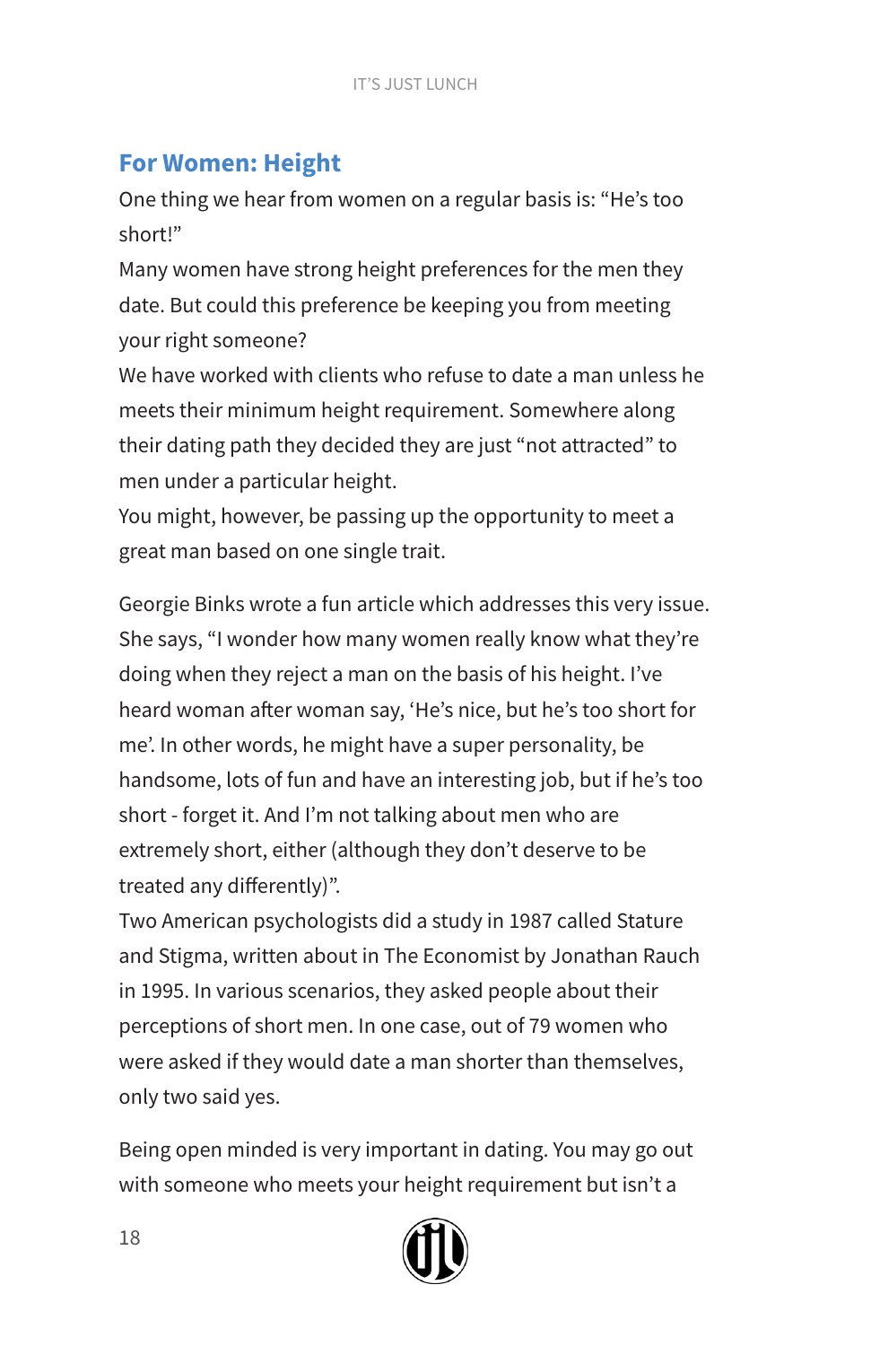## For Women: Height

One thing we hear from women on a regular basis is: "He's too short!"

Many women have strong height preferences for the men they date. But could this preference be keeping you from meeting your right someone?

We have worked with clients who refuse to date a man unless he meets their minimum height requirement. Somewhere along their dating path they decided they are just "not attracted" to men under a particular height.

You might, however, be passing up the opportunity to meet a great man based on one single trait.

Georgie Binks wrote a fun article which addresses this very issue. She says, "I wonder how many women really know what they're doing when they reject a man on the basis of his height. I've heard woman after woman say, 'He's nice, but he's too short for me'. In other words, he might have a super personality, be handsome, lots of fun and have an interesting job, but if he's too short - forget it. And I'm not talking about men who are extremely short, either (although they don't deserve to be treated any differently)".

Two American psychologists did a study in 1987 called Stature and Stigma, written about in The Economist by Jonathan Rauch in 1995. In various scenarios, they asked people about their perceptions of short men. In one case, out of 79 women who were asked if they would date a man shorter than themselves, only two said yes.

Being open minded is very important in dating. You may go out with someone who meets your height requirement but isn't a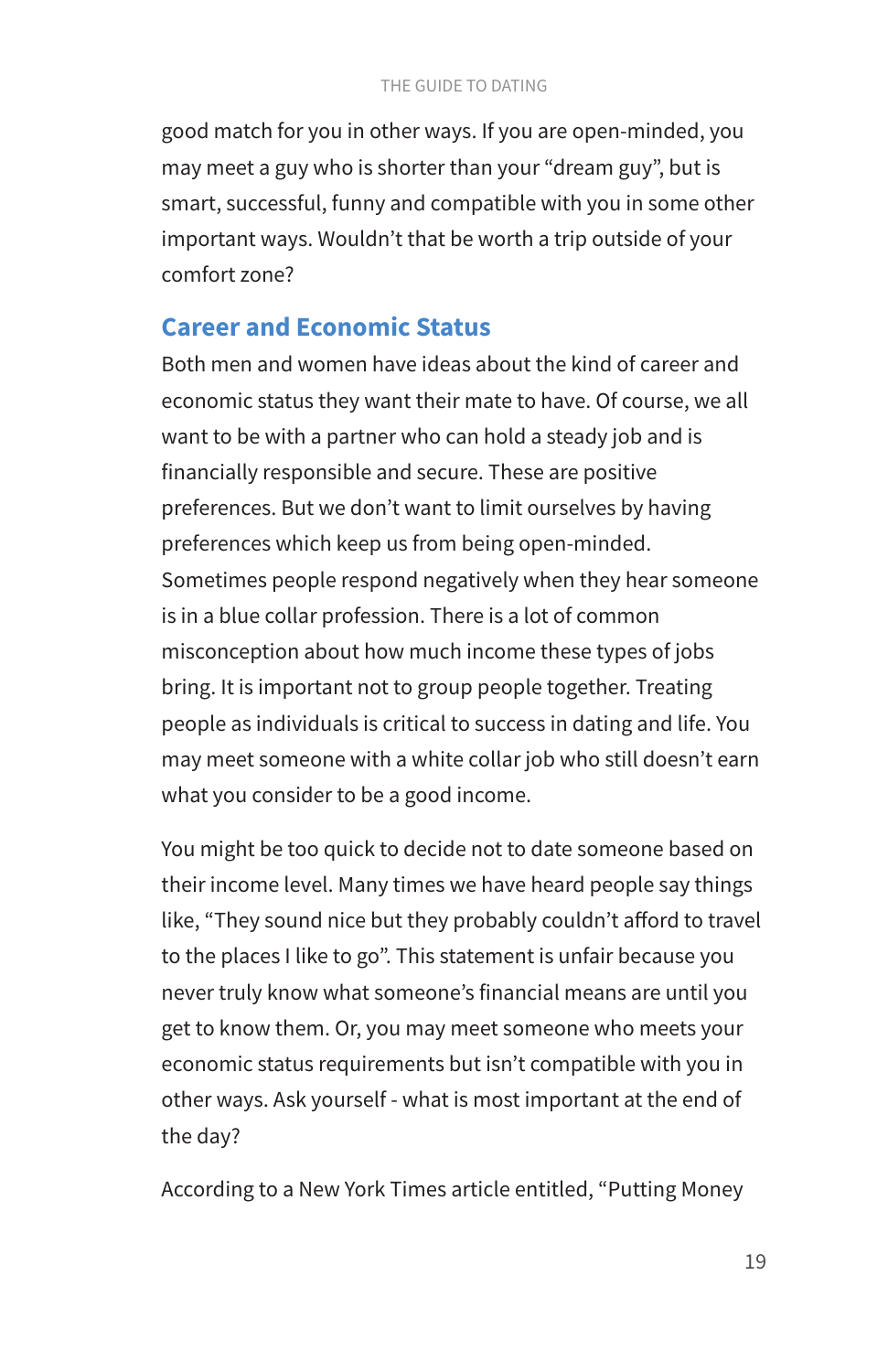good match for you in other ways. If you are open-minded, you may meet a guy who is shorter than your "dream guy", but is smart, successful, funny and compatible with you in some other important ways. Wouldn't that be worth a trip outside of your comfort zone?

## Career and Economic Status

Both men and women have ideas about the kind of career and economic status they want their mate to have. Of course, we all want to be with a partner who can hold a steady job and is financially responsible and secure. These are positive preferences. But we don't want to limit ourselves by having preferences which keep us from being open-minded. Sometimes people respond negatively when they hear someone is in a blue collar profession. There is a lot of common misconception about how much income these types of jobs bring. It is important not to group people together. Treating people as individuals is critical to success in dating and life. You may meet someone with a white collar job who still doesn't earn what you consider to be a good income.

You might be too quick to decide not to date someone based on their income level. Many times we have heard people say things like, "They sound nice but they probably couldn't afford to travel to the places I like to go". This statement is unfair because you never truly know what someone's financial means are until you get to know them. Or, you may meet someone who meets your economic status requirements but isn't compatible with you in other ways. Ask yourself - what is most important at the end of the day?

According to a New York Times article entitled, "Putting Money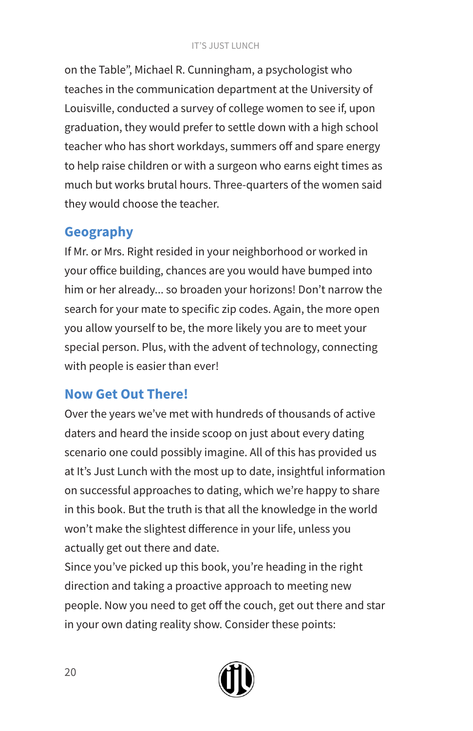on the Table", Michael R. Cunningham, a psychologist who teaches in the communication department at the University of Louisville, conducted a survey of college women to see if, upon graduation, they would prefer to settle down with a high school teacher who has short workdays, summers off and spare energy to help raise children or with a surgeon who earns eight times as much but works brutal hours. Three-quarters of the women said they would choose the teacher.

## Geography

If Mr. or Mrs. Right resided in your neighborhood or worked in your office building, chances are you would have bumped into him or her already... so broaden your horizons! Don't narrow the search for your mate to specific zip codes. Again, the more open you allow yourself to be, the more likely you are to meet your special person. Plus, with the advent of technology, connecting with people is easier than ever!

## Now Get Out There!

Over the years we've met with hundreds of thousands of active daters and heard the inside scoop on just about every dating scenario one could possibly imagine. All of this has provided us at It's Just Lunch with the most up to date, insightful information on successful approaches to dating, which we're happy to share in this book. But the truth is that all the knowledge in the world won't make the slightest difference in your life, unless you actually get out there and date.

Since you've picked up this book, you're heading in the right direction and taking a proactive approach to meeting new people. Now you need to get off the couch, get out there and star in your own dating reality show. Consider these points: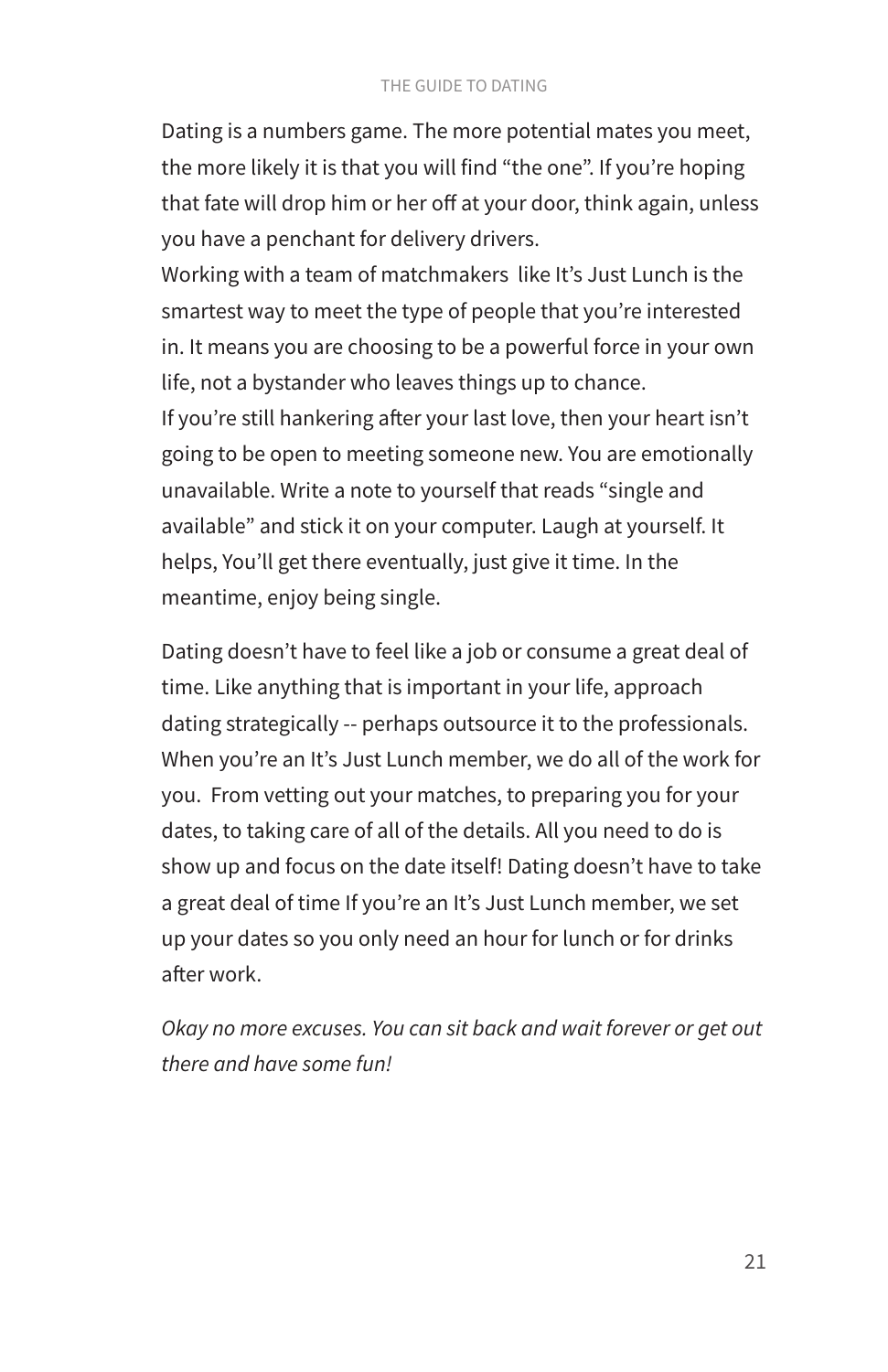Dating is a numbers game. The more potential mates you meet, the more likely it is that you will find "the one". If you're hoping that fate will drop him or her off at your door, think again, unless you have a penchant for delivery drivers.

Working with a team of matchmakers like It's Just Lunch is the smartest way to meet the type of people that you're interested in. It means you are choosing to be a powerful force in your own life, not a bystander who leaves things up to chance.

If you're still hankering after your last love, then your heart isn't going to be open to meeting someone new. You are emotionally unavailable. Write a note to yourself that reads "single and available" and stick it on your computer. Laugh at yourself. It helps, You'll get there eventually, just give it time. In the meantime, enjoy being single.

Dating doesn't have to feel like a job or consume a great deal of time. Like anything that is important in your life, approach dating strategically -- perhaps outsource it to the professionals. When you're an It's Just Lunch member, we do all of the work for you. From vetting out your matches, to preparing you for your dates, to taking care of all of the details. All you need to do is show up and focus on the date itself! Dating doesn't have to take a great deal of time If you're an It's Just Lunch member, we set up your dates so you only need an hour for lunch or for drinks after work.

*Okay no more excuses. You can sit back and wait forever or get out there and have some fun!*